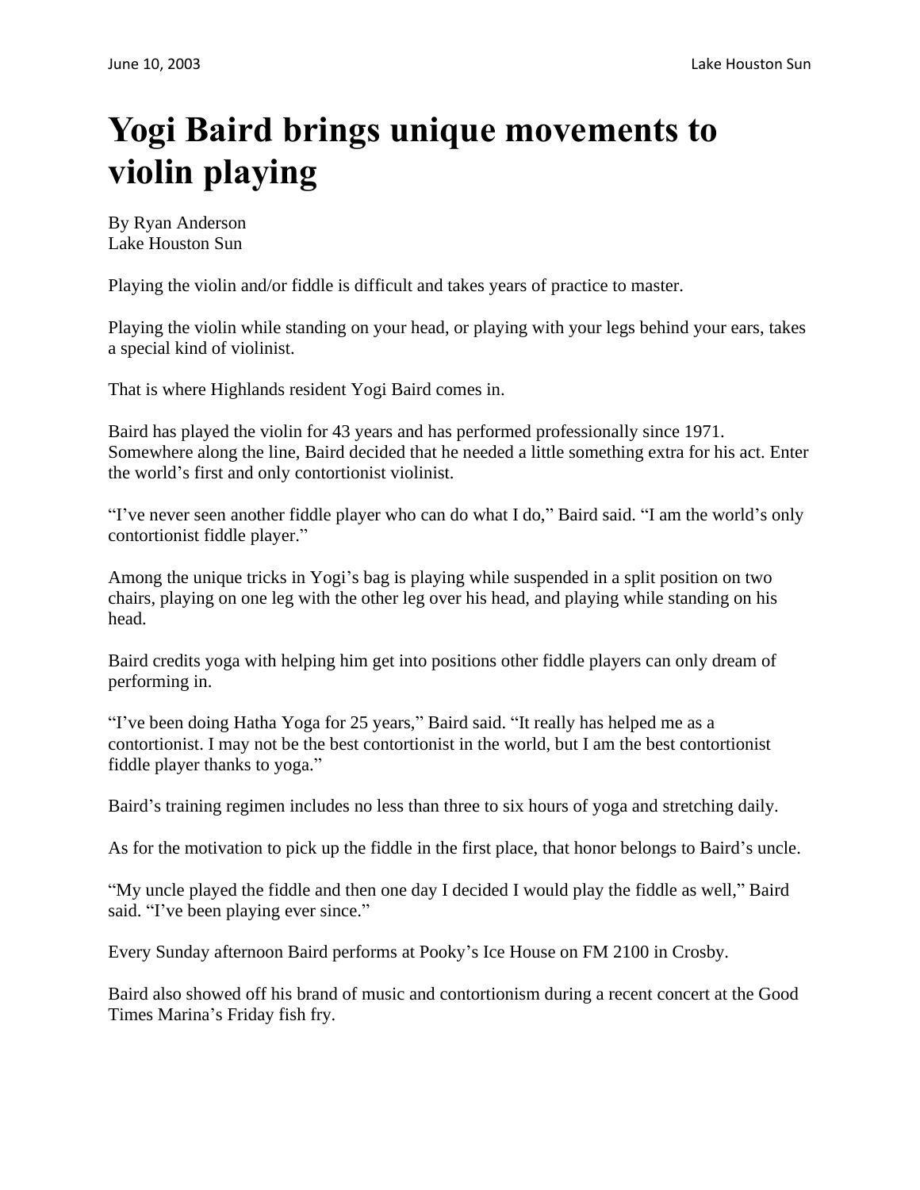# Yogi Baird brings unique movements to violin playing

By Ryan Anderson
Lake Houston Sun

Playing the violin and/or fiddle is difficult and takes years of practice to master.

Playing the violin while standing on your head, or playing with your legs behind your ears, takes a special kind of violinist.

That is where Highlands resident Yogi Baird comes in.

Baird has played the violin for 43 years and has performed professionally since 1971. Somewhere along the line, Baird decided that he needed a little something extra for his act. Enter the world's first and only contortionist violinist.

"I've never seen another fiddle player who can do what I do," Baird said. "I am the world's only contortionist fiddle player."

Among the unique tricks in Yogi's bag is playing while suspended in a split position on two chairs, playing on one leg with the other leg over his head, and playing while standing on his head.

Baird credits yoga with helping him get into positions other fiddle players can only dream of performing in.

"I've been doing Hatha Yoga for 25 years," Baird said. "It really has helped me as a contortionist. I may not be the best contortionist in the world, but I am the best contortionist fiddle player thanks to yoga."

Baird's training regimen includes no less than three to six hours of yoga and stretching daily.

As for the motivation to pick up the fiddle in the first place, that honor belongs to Baird's uncle.

"My uncle played the fiddle and then one day I decided I would play the fiddle as well," Baird said. "I've been playing ever since."

Every Sunday afternoon Baird performs at Pooky's Ice House on FM 2100 in Crosby.

Baird also showed off his brand of music and contortionism during a recent concert at the Good Times Marina's Friday fish fry.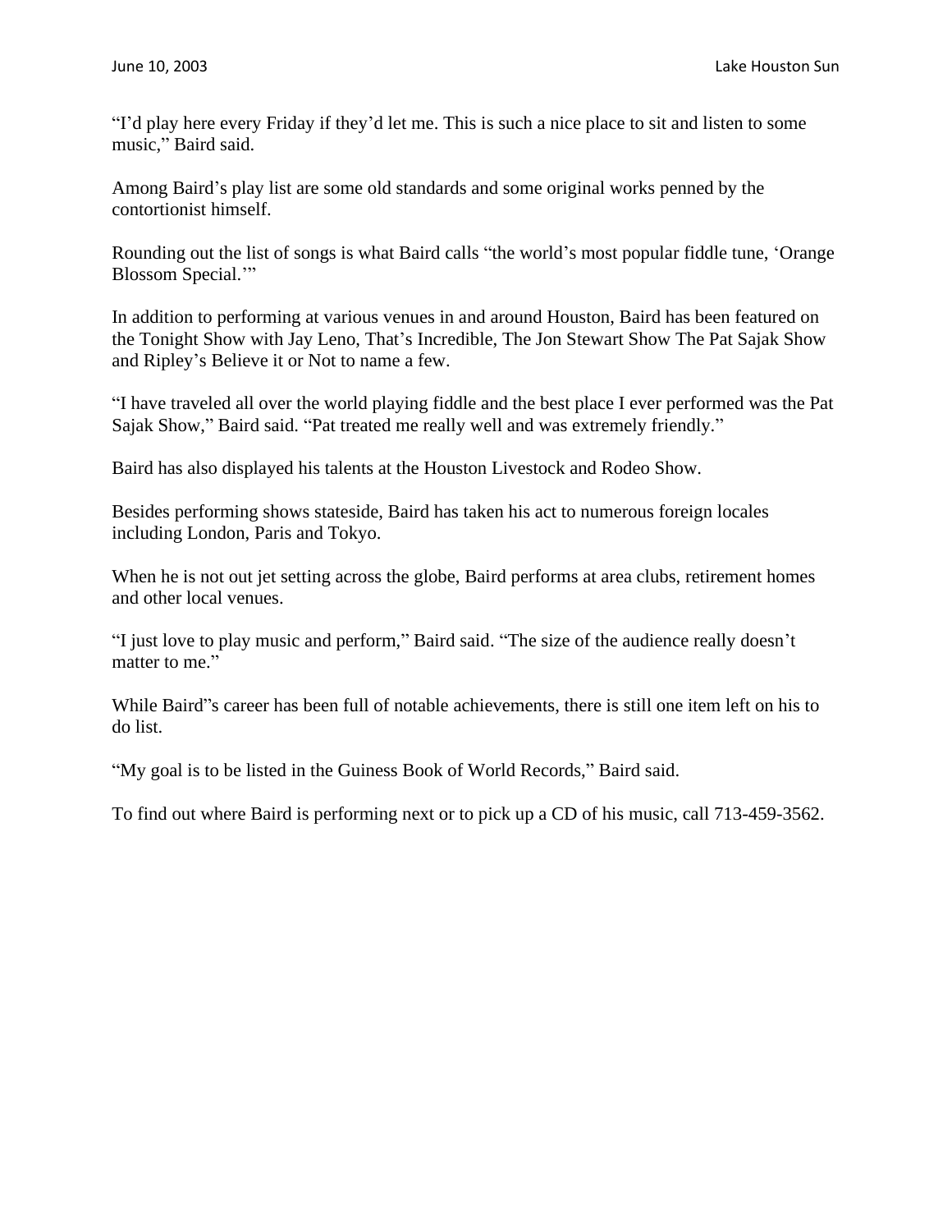"I'd play here every Friday if they'd let me. This is such a nice place to sit and listen to some music," Baird said.

Among Baird's play list are some old standards and some original works penned by the contortionist himself.

Rounding out the list of songs is what Baird calls "the world's most popular fiddle tune, 'Orange Blossom Special.'"

In addition to performing at various venues in and around Houston, Baird has been featured on the Tonight Show with Jay Leno, That's Incredible, The Jon Stewart Show The Pat Sajak Show and Ripley's Believe it or Not to name a few.

"I have traveled all over the world playing fiddle and the best place I ever performed was the Pat Sajak Show," Baird said. "Pat treated me really well and was extremely friendly."

Baird has also displayed his talents at the Houston Livestock and Rodeo Show.

Besides performing shows stateside, Baird has taken his act to numerous foreign locales including London, Paris and Tokyo.

When he is not out jet setting across the globe, Baird performs at area clubs, retirement homes and other local venues.

"I just love to play music and perform," Baird said. "The size of the audience really doesn't matter to me."

While Baird"s career has been full of notable achievements, there is still one item left on his to do list.

"My goal is to be listed in the Guiness Book of World Records," Baird said.

To find out where Baird is performing next or to pick up a CD of his music, call 713-459-3562.